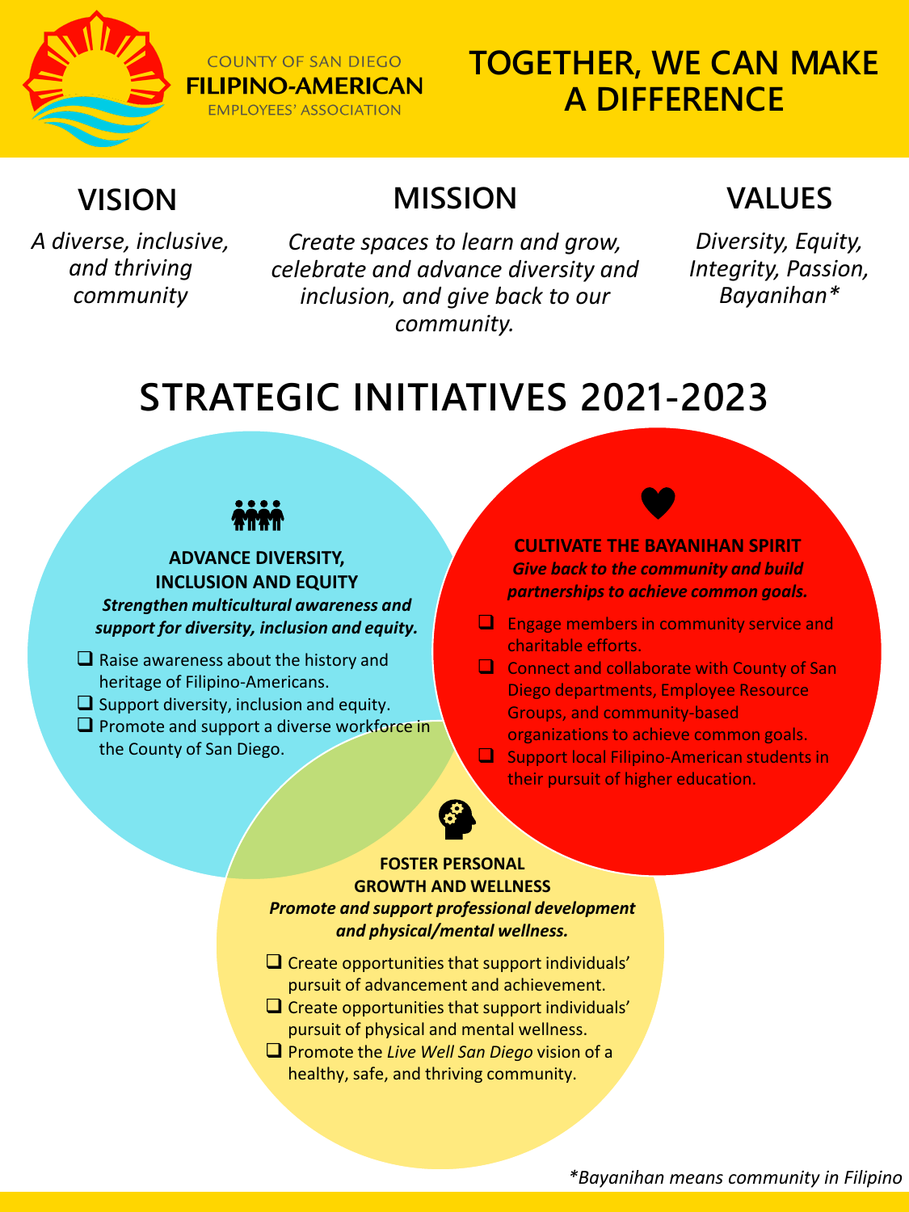COUNTY OF SAN DIEGO
**FILIPINO-AMERICAN**
EMPLOYEES' ASSOCIATION

# TOGETHER, WE CAN MAKE A DIFFERENCE

## VISION

*A diverse, inclusive, and thriving community*

## MISSION

*Create spaces to learn and grow, celebrate and advance diversity and inclusion, and give back to our community.*

## VALUES

*Diversity, Equity, Integrity, Passion, Bayanihan**

# STRATEGIC INITIATIVES 2021-2023

### ADVANCE DIVERSITY, INCLUSION AND EQUITY

***Strengthen multicultural awareness and support for diversity, inclusion and equity.***

- Raise awareness about the history and heritage of Filipino-Americans.
- Support diversity, inclusion and equity.
- Promote and support a diverse workforce in the County of San Diego.

### CULTIVATE THE BAYANIHAN SPIRIT

***Give back to the community and build partnerships to achieve common goals.***

- Engage members in community service and charitable efforts.
- Connect and collaborate with County of San Diego departments, Employee Resource Groups, and community-based organizations to achieve common goals.
- Support local Filipino-American students in their pursuit of higher education.

### FOSTER PERSONAL GROWTH AND WELLNESS

***Promote and support professional development and physical/mental wellness.***

- Create opportunities that support individuals' pursuit of advancement and achievement.
- Create opportunities that support individuals' pursuit of physical and mental wellness.
- Promote the *Live Well San Diego* vision of a healthy, safe, and thriving community.

**Bayanihan means community in Filipino*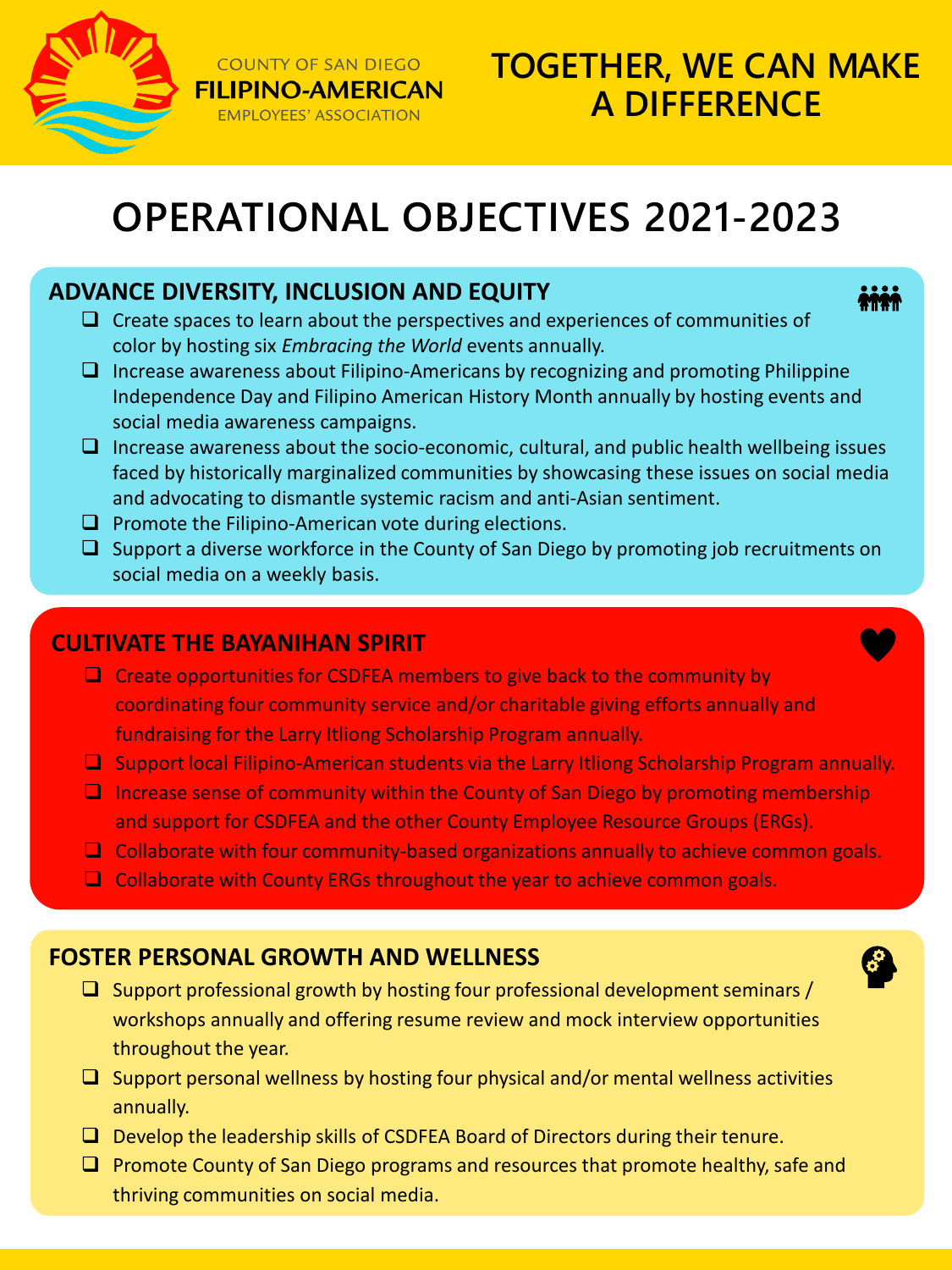COUNTY OF SAN DIEGO
**FILIPINO-AMERICAN**
EMPLOYEES' ASSOCIATION

# TOGETHER, WE CAN MAKE A DIFFERENCE

# OPERATIONAL OBJECTIVES 2021-2023

## ADVANCE DIVERSITY, INCLUSION AND EQUITY

- Create spaces to learn about the perspectives and experiences of communities of color by hosting six *Embracing the World* events annually.
- Increase awareness about Filipino-Americans by recognizing and promoting Philippine Independence Day and Filipino American History Month annually by hosting events and social media awareness campaigns.
- Increase awareness about the socio-economic, cultural, and public health wellbeing issues faced by historically marginalized communities by showcasing these issues on social media and advocating to dismantle systemic racism and anti-Asian sentiment.
- Promote the Filipino-American vote during elections.
- Support a diverse workforce in the County of San Diego by promoting job recruitments on social media on a weekly basis.

## CULTIVATE THE BAYANIHAN SPIRIT

- Create opportunities for CSDFEA members to give back to the community by coordinating four community service and/or charitable giving efforts annually and fundraising for the Larry Itliong Scholarship Program annually.
- Support local Filipino-American students via the Larry Itliong Scholarship Program annually.
- Increase sense of community within the County of San Diego by promoting membership and support for CSDFEA and the other County Employee Resource Groups (ERGs).
- Collaborate with four community-based organizations annually to achieve common goals.
- Collaborate with County ERGs throughout the year to achieve common goals.

## FOSTER PERSONAL GROWTH AND WELLNESS

- Support professional growth by hosting four professional development seminars / workshops annually and offering resume review and mock interview opportunities throughout the year.
- Support personal wellness by hosting four physical and/or mental wellness activities annually.
- Develop the leadership skills of CSDFEA Board of Directors during their tenure.
- Promote County of San Diego programs and resources that promote healthy, safe and thriving communities on social media.